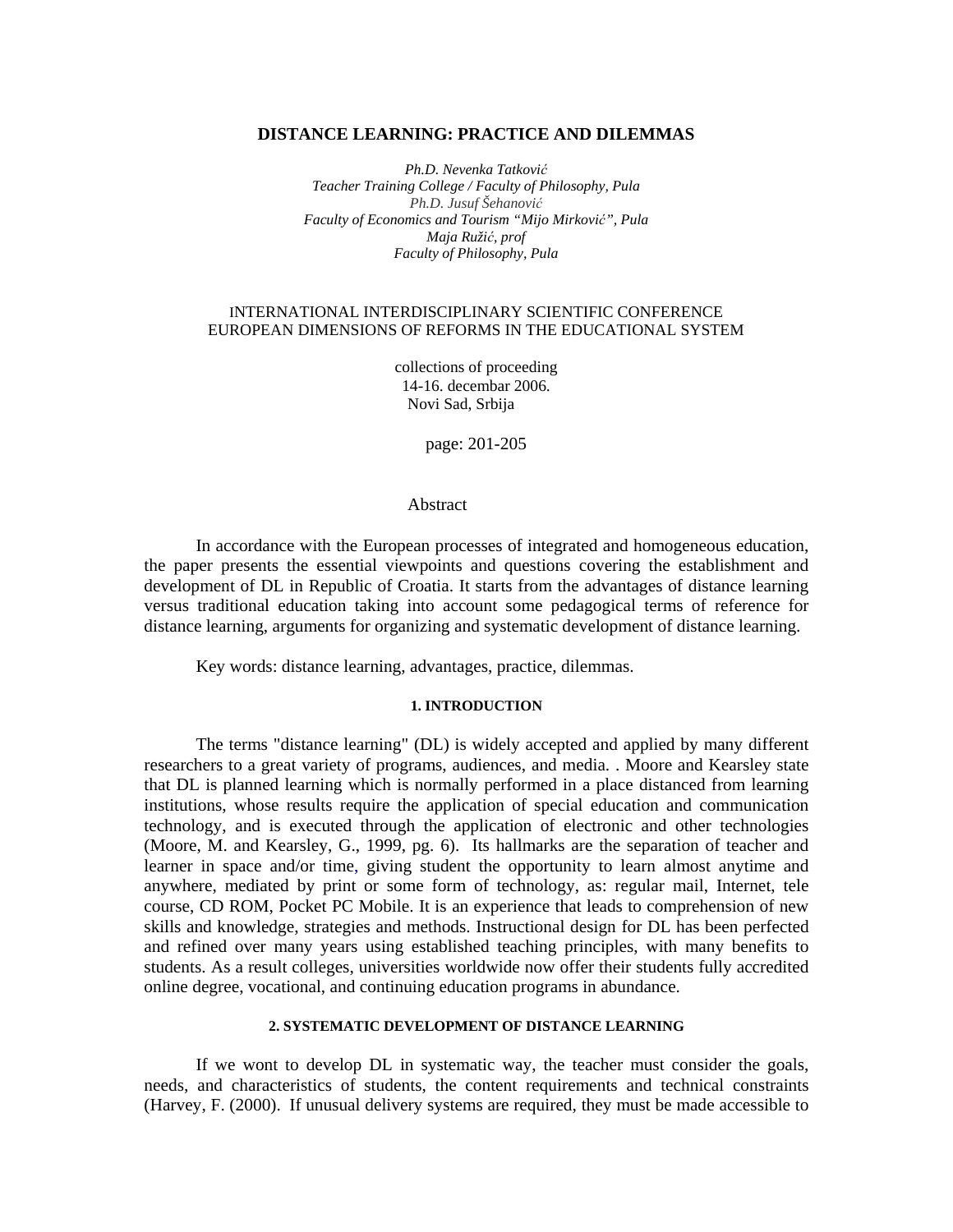# DISTANCE LEARNING: PRACTICE AND DILEMMAS

*Ph.D. Nevenka Tatković*
*Teacher Training College / Faculty of Philosophy, Pula*
*Ph.D. Jusuf Šehanović*
*Faculty of Economics and Tourism "Mijo Mirković", Pula*
*Maja Ružić, prof*
*Faculty of Philosophy, Pula*

INTERNATIONAL INTERDISCIPLINARY SCIENTIFIC CONFERENCE
EUROPEAN DIMENSIONS OF REFORMS IN THE EDUCATIONAL SYSTEM

collections of proceeding
14-16. decembar 2006.
Novi Sad, Srbija

page: 201-205

## Abstract

In accordance with the European processes of integrated and homogeneous education, the paper presents the essential viewpoints and questions covering the establishment and development of DL in Republic of Croatia. It starts from the advantages of distance learning versus traditional education taking into account some pedagogical terms of reference for distance learning, arguments for organizing and systematic development of distance learning.

Key words: distance learning, advantages, practice, dilemmas.

## 1. INTRODUCTION

The terms "distance learning" (DL) is widely accepted and applied by many different researchers to a great variety of programs, audiences, and media. . Moore and Kearsley state that DL is planned learning which is normally performed in a place distanced from learning institutions, whose results require the application of special education and communication technology, and is executed through the application of electronic and other technologies (Moore, M. and Kearsley, G., 1999, pg. 6). Its hallmarks are the separation of teacher and learner in space and/or time, giving student the opportunity to learn almost anytime and anywhere, mediated by print or some form of technology, as: regular mail, Internet, tele course, CD ROM, Pocket PC Mobile. It is an experience that leads to comprehension of new skills and knowledge, strategies and methods. Instructional design for DL has been perfected and refined over many years using established teaching principles, with many benefits to students. As a result colleges, universities worldwide now offer their students fully accredited online degree, vocational, and continuing education programs in abundance.

## 2. SYSTEMATIC DEVELOPMENT OF DISTANCE LEARNING

If we wont to develop DL in systematic way, the teacher must consider the goals, needs, and characteristics of students, the content requirements and technical constraints (Harvey, F. (2000). If unusual delivery systems are required, they must be made accessible to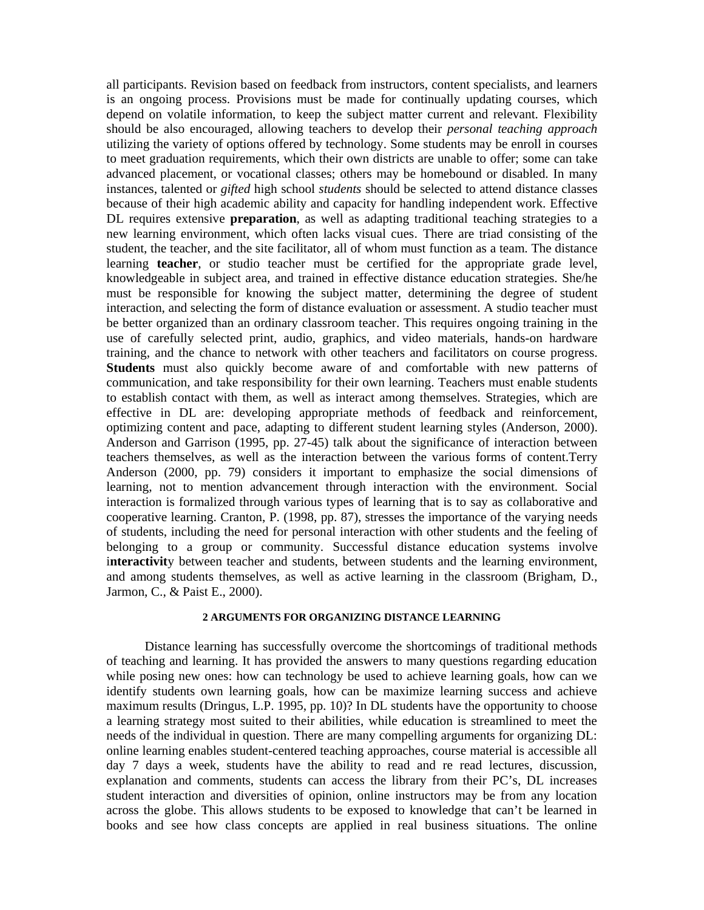all participants. Revision based on feedback from instructors, content specialists, and learners is an ongoing process. Provisions must be made for continually updating courses, which depend on volatile information, to keep the subject matter current and relevant. Flexibility should be also encouraged, allowing teachers to develop their *personal teaching approach* utilizing the variety of options offered by technology. Some students may be enroll in courses to meet graduation requirements, which their own districts are unable to offer; some can take advanced placement, or vocational classes; others may be homebound or disabled. In many instances, talented or *gifted* high school *students* should be selected to attend distance classes because of their high academic ability and capacity for handling independent work. Effective DL requires extensive **preparation**, as well as adapting traditional teaching strategies to a new learning environment, which often lacks visual cues. There are triad consisting of the student, the teacher, and the site facilitator, all of whom must function as a team. The distance learning **teacher**, or studio teacher must be certified for the appropriate grade level, knowledgeable in subject area, and trained in effective distance education strategies. She/he must be responsible for knowing the subject matter, determining the degree of student interaction, and selecting the form of distance evaluation or assessment. A studio teacher must be better organized than an ordinary classroom teacher. This requires ongoing training in the use of carefully selected print, audio, graphics, and video materials, hands-on hardware training, and the chance to network with other teachers and facilitators on course progress. **Students** must also quickly become aware of and comfortable with new patterns of communication, and take responsibility for their own learning. Teachers must enable students to establish contact with them, as well as interact among themselves. Strategies, which are effective in DL are: developing appropriate methods of feedback and reinforcement, optimizing content and pace, adapting to different student learning styles (Anderson, 2000). Anderson and Garrison (1995, pp. 27-45) talk about the significance of interaction between teachers themselves, as well as the interaction between the various forms of content.Terry Anderson (2000, pp. 79) considers it important to emphasize the social dimensions of learning, not to mention advancement through interaction with the environment. Social interaction is formalized through various types of learning that is to say as collaborative and cooperative learning. Cranton, P. (1998, pp. 87), stresses the importance of the varying needs of students, including the need for personal interaction with other students and the feeling of belonging to a group or community. Successful distance education systems involve i**nteractivit**y between teacher and students, between students and the learning environment, and among students themselves, as well as active learning in the classroom (Brigham, D., Jarmon, C., & Paist E., 2000).

## 2 ARGUMENTS FOR ORGANIZING DISTANCE LEARNING

Distance learning has successfully overcome the shortcomings of traditional methods of teaching and learning. It has provided the answers to many questions regarding education while posing new ones: how can technology be used to achieve learning goals, how can we identify students own learning goals, how can be maximize learning success and achieve maximum results (Dringus, L.P. 1995, pp. 10)? In DL students have the opportunity to choose a learning strategy most suited to their abilities, while education is streamlined to meet the needs of the individual in question. There are many compelling arguments for organizing DL: online learning enables student-centered teaching approaches, course material is accessible all day 7 days a week, students have the ability to read and re read lectures, discussion, explanation and comments, students can access the library from their PC's, DL increases student interaction and diversities of opinion, online instructors may be from any location across the globe. This allows students to be exposed to knowledge that can't be learned in books and see how class concepts are applied in real business situations. The online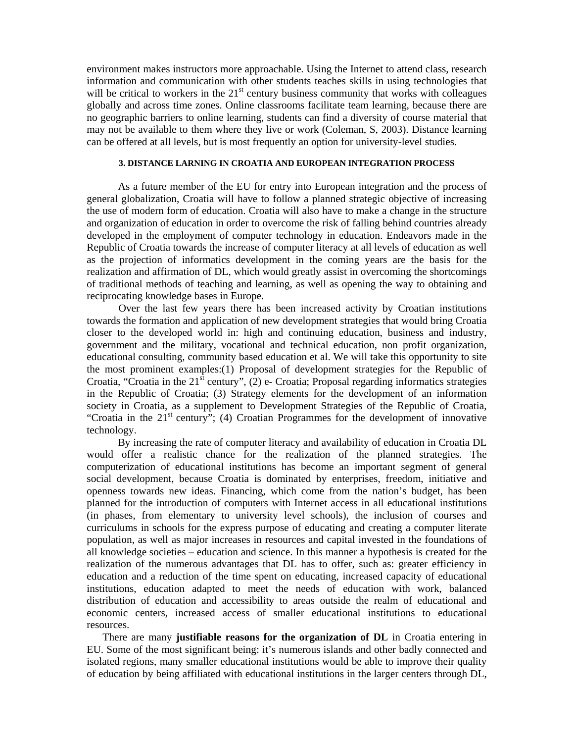environment makes instructors more approachable. Using the Internet to attend class, research information and communication with other students teaches skills in using technologies that will be critical to workers in the 21st century business community that works with colleagues globally and across time zones. Online classrooms facilitate team learning, because there are no geographic barriers to online learning, students can find a diversity of course material that may not be available to them where they live or work (Coleman, S, 2003). Distance learning can be offered at all levels, but is most frequently an option for university-level studies.

## 3. DISTANCE LARNING IN CROATIA AND EUROPEAN INTEGRATION PROCESS

As a future member of the EU for entry into European integration and the process of general globalization, Croatia will have to follow a planned strategic objective of increasing the use of modern form of education. Croatia will also have to make a change in the structure and organization of education in order to overcome the risk of falling behind countries already developed in the employment of computer technology in education. Endeavors made in the Republic of Croatia towards the increase of computer literacy at all levels of education as well as the projection of informatics development in the coming years are the basis for the realization and affirmation of DL, which would greatly assist in overcoming the shortcomings of traditional methods of teaching and learning, as well as opening the way to obtaining and reciprocating knowledge bases in Europe.

Over the last few years there has been increased activity by Croatian institutions towards the formation and application of new development strategies that would bring Croatia closer to the developed world in: high and continuing education, business and industry, government and the military, vocational and technical education, non profit organization, educational consulting, community based education et al. We will take this opportunity to site the most prominent examples:(1) Proposal of development strategies for the Republic of Croatia, "Croatia in the 21st century", (2) e- Croatia; Proposal regarding informatics strategies in the Republic of Croatia; (3) Strategy elements for the development of an information society in Croatia, as a supplement to Development Strategies of the Republic of Croatia, "Croatia in the 21st century"; (4) Croatian Programmes for the development of innovative technology.

By increasing the rate of computer literacy and availability of education in Croatia DL would offer a realistic chance for the realization of the planned strategies. The computerization of educational institutions has become an important segment of general social development, because Croatia is dominated by enterprises, freedom, initiative and openness towards new ideas. Financing, which come from the nation's budget, has been planned for the introduction of computers with Internet access in all educational institutions (in phases, from elementary to university level schools), the inclusion of courses and curriculums in schools for the express purpose of educating and creating a computer literate population, as well as major increases in resources and capital invested in the foundations of all knowledge societies – education and science. In this manner a hypothesis is created for the realization of the numerous advantages that DL has to offer, such as: greater efficiency in education and a reduction of the time spent on educating, increased capacity of educational institutions, education adapted to meet the needs of education with work, balanced distribution of education and accessibility to areas outside the realm of educational and economic centers, increased access of smaller educational institutions to educational resources.

There are many **justifiable reasons for the organization of DL** in Croatia entering in EU. Some of the most significant being: it's numerous islands and other badly connected and isolated regions, many smaller educational institutions would be able to improve their quality of education by being affiliated with educational institutions in the larger centers through DL,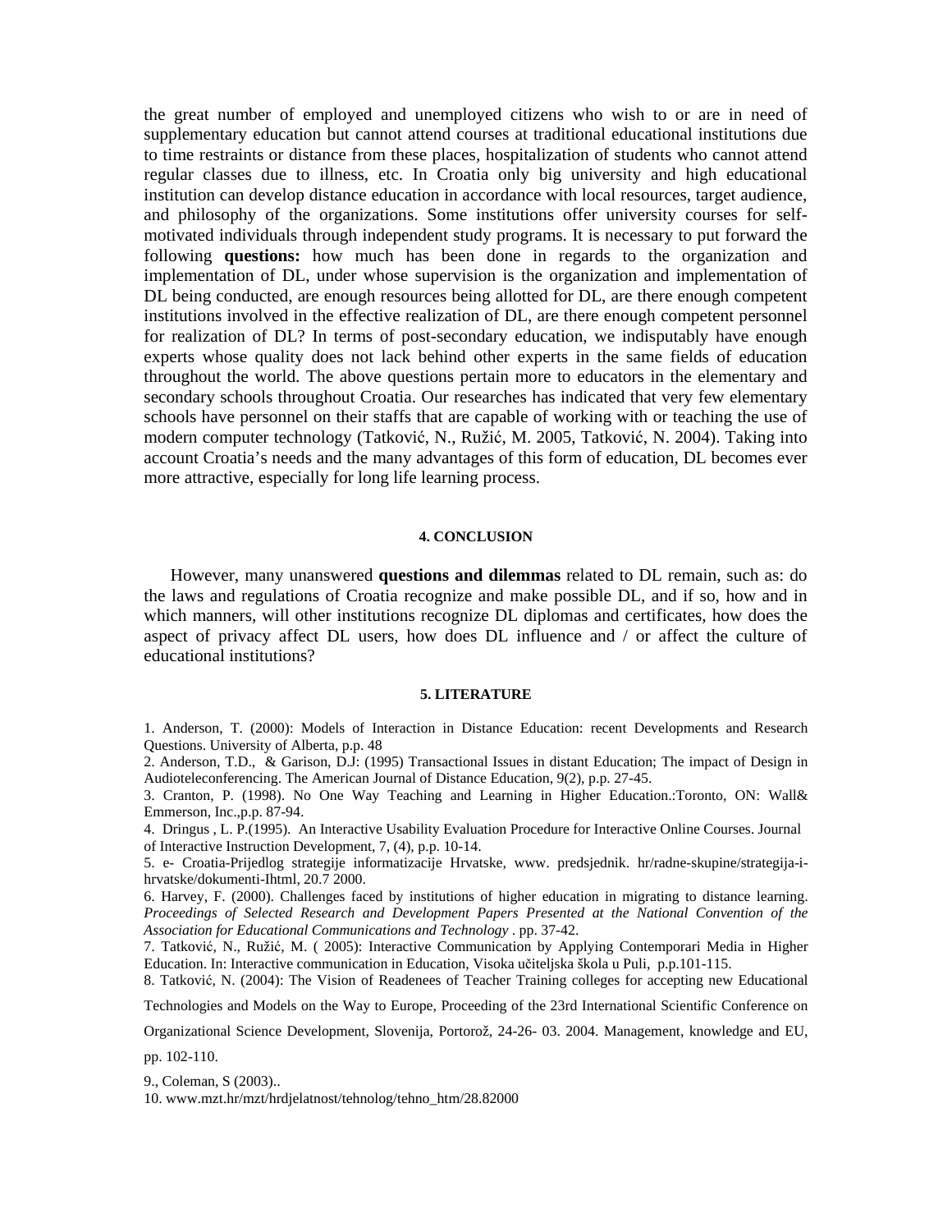the great number of employed and unemployed citizens who wish to or are in need of supplementary education but cannot attend courses at traditional educational institutions due to time restraints or distance from these places, hospitalization of students who cannot attend regular classes due to illness, etc. In Croatia only big university and high educational institution can develop distance education in accordance with local resources, target audience, and philosophy of the organizations. Some institutions offer university courses for self-motivated individuals through independent study programs. It is necessary to put forward the following **questions:** how much has been done in regards to the organization and implementation of DL, under whose supervision is the organization and implementation of DL being conducted, are enough resources being allotted for DL, are there enough competent institutions involved in the effective realization of DL, are there enough competent personnel for realization of DL? In terms of post-secondary education, we indisputably have enough experts whose quality does not lack behind other experts in the same fields of education throughout the world. The above questions pertain more to educators in the elementary and secondary schools throughout Croatia. Our researches has indicated that very few elementary schools have personnel on their staffs that are capable of working with or teaching the use of modern computer technology (Tatković, N., Ružić, M. 2005, Tatković, N. 2004). Taking into account Croatia's needs and the many advantages of this form of education, DL becomes ever more attractive, especially for long life learning process.

## 4. CONCLUSION

However, many unanswered **questions and dilemmas** related to DL remain, such as: do the laws and regulations of Croatia recognize and make possible DL, and if so, how and in which manners, will other institutions recognize DL diplomas and certificates, how does the aspect of privacy affect DL users, how does DL influence and / or affect the culture of educational institutions?

## 5. LITERATURE

1. Anderson, T. (2000): Models of Interaction in Distance Education: recent Developments and Research Questions. University of Alberta, p.p. 48
2. Anderson, T.D., & Garison, D.J: (1995) Transactional Issues in distant Education; The impact of Design in Audioteleconferencing. The American Journal of Distance Education, 9(2), p.p. 27-45.
3. Cranton, P. (1998). No One Way Teaching and Learning in Higher Education.:Toronto, ON: Wall& Emmerson, Inc.,p.p. 87-94.
4. Dringus , L. P.(1995). An Interactive Usability Evaluation Procedure for Interactive Online Courses. Journal of Interactive Instruction Development, 7, (4), p.p. 10-14.
5. e- Croatia-Prijedlog strategije informatizacije Hrvatske, www. predsjednik. hr/radne-skupine/strategija-i-hrvatske/dokumenti-Ihtml, 20.7 2000.
6. Harvey, F. (2000). Challenges faced by institutions of higher education in migrating to distance learning. *Proceedings of Selected Research and Development Papers Presented at the National Convention of the Association for Educational Communications and Technology* . pp. 37-42.
7. Tatković, N., Ružić, M. ( 2005): Interactive Communication by Applying Contemporari Media in Higher Education. In: Interactive communication in Education, Visoka učiteljska škola u Puli, p.p.101-115.
8. Tatković, N. (2004): The Vision of Readenees of Teacher Training colleges for accepting new Educational Technologies and Models on the Way to Europe, Proceeding of the 23rd International Scientific Conference on Organizational Science Development, Slovenija, Portorož, 24-26- 03. 2004. Management, knowledge and EU, pp. 102-110.
9., Coleman, S (2003)..
10. www.mzt.hr/mzt/hrdjelatnost/tehnolog/tehno_htm/28.82000